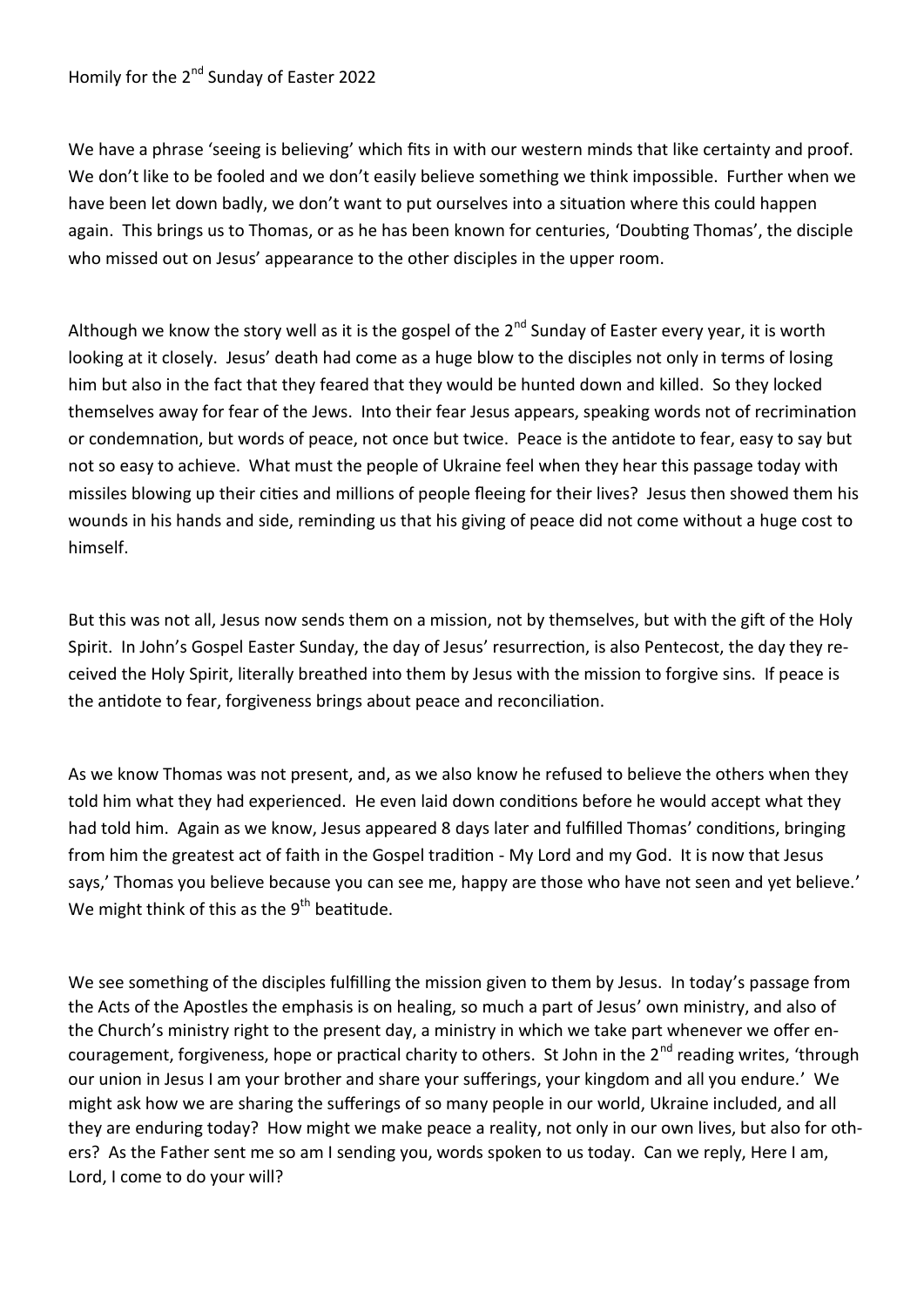Homily for the 2nd Sunday of Easter 2022

We have a phrase 'seeing is believing' which fits in with our western minds that like certainty and proof. We don't like to be fooled and we don't easily believe something we think impossible. Further when we have been let down badly, we don't want to put ourselves into a situation where this could happen again. This brings us to Thomas, or as he has been known for centuries, 'Doubting Thomas', the disciple who missed out on Jesus' appearance to the other disciples in the upper room.

Although we know the story well as it is the gospel of the 2nd Sunday of Easter every year, it is worth looking at it closely. Jesus' death had come as a huge blow to the disciples not only in terms of losing him but also in the fact that they feared that they would be hunted down and killed. So they locked themselves away for fear of the Jews. Into their fear Jesus appears, speaking words not of recrimination or condemnation, but words of peace, not once but twice. Peace is the antidote to fear, easy to say but not so easy to achieve. What must the people of Ukraine feel when they hear this passage today with missiles blowing up their cities and millions of people fleeing for their lives? Jesus then showed them his wounds in his hands and side, reminding us that his giving of peace did not come without a huge cost to himself.

But this was not all, Jesus now sends them on a mission, not by themselves, but with the gift of the Holy Spirit. In John's Gospel Easter Sunday, the day of Jesus' resurrection, is also Pentecost, the day they received the Holy Spirit, literally breathed into them by Jesus with the mission to forgive sins. If peace is the antidote to fear, forgiveness brings about peace and reconciliation.

As we know Thomas was not present, and, as we also know he refused to believe the others when they told him what they had experienced. He even laid down conditions before he would accept what they had told him. Again as we know, Jesus appeared 8 days later and fulfilled Thomas' conditions, bringing from him the greatest act of faith in the Gospel tradition - My Lord and my God. It is now that Jesus says,' Thomas you believe because you can see me, happy are those who have not seen and yet believe.' We might think of this as the 9th beatitude.

We see something of the disciples fulfilling the mission given to them by Jesus. In today's passage from the Acts of the Apostles the emphasis is on healing, so much a part of Jesus' own ministry, and also of the Church's ministry right to the present day, a ministry in which we take part whenever we offer encouragement, forgiveness, hope or practical charity to others. St John in the 2nd reading writes, 'through our union in Jesus I am your brother and share your sufferings, your kingdom and all you endure.' We might ask how we are sharing the sufferings of so many people in our world, Ukraine included, and all they are enduring today? How might we make peace a reality, not only in our own lives, but also for others? As the Father sent me so am I sending you, words spoken to us today. Can we reply, Here I am, Lord, I come to do your will?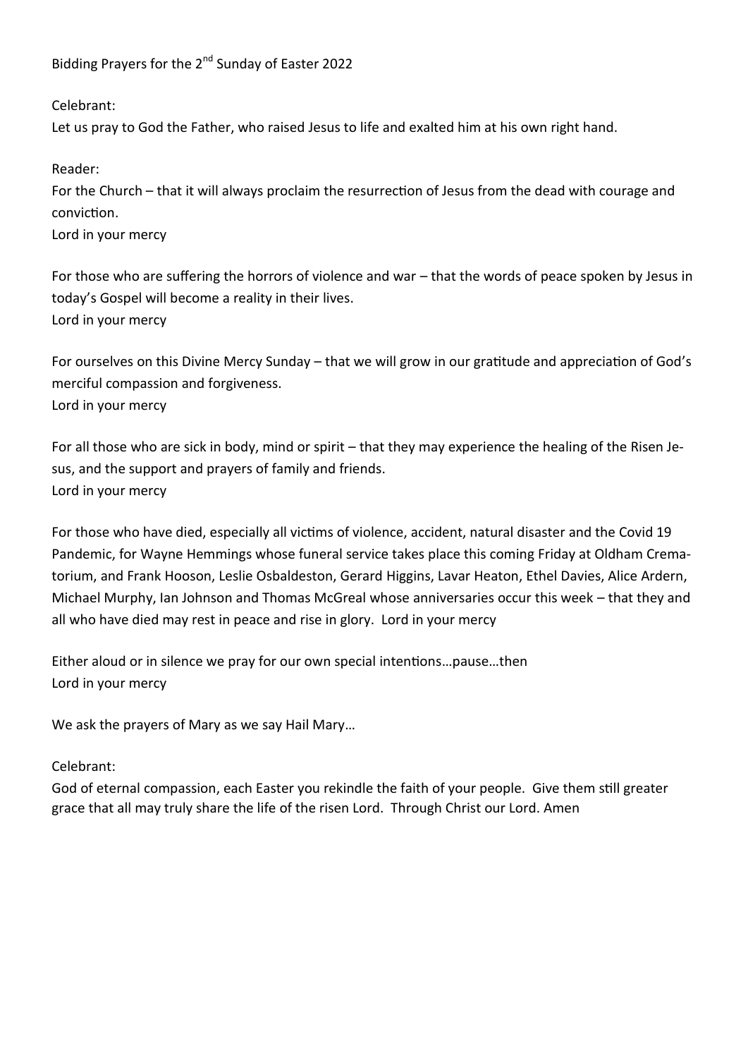Bidding Prayers for the 2nd Sunday of Easter 2022

Celebrant:
Let us pray to God the Father, who raised Jesus to life and exalted him at his own right hand.

Reader:
For the Church – that it will always proclaim the resurrection of Jesus from the dead with courage and conviction.
Lord in your mercy

For those who are suffering the horrors of violence and war – that the words of peace spoken by Jesus in today's Gospel will become a reality in their lives.
Lord in your mercy

For ourselves on this Divine Mercy Sunday – that we will grow in our gratitude and appreciation of God's merciful compassion and forgiveness.
Lord in your mercy

For all those who are sick in body, mind or spirit – that they may experience the healing of the Risen Jesus, and the support and prayers of family and friends.
Lord in your mercy

For those who have died, especially all victims of violence, accident, natural disaster and the Covid 19 Pandemic, for Wayne Hemmings whose funeral service takes place this coming Friday at Oldham Crematorium, and Frank Hooson, Leslie Osbaldeston, Gerard Higgins, Lavar Heaton, Ethel Davies, Alice Ardern, Michael Murphy, Ian Johnson and Thomas McGreal whose anniversaries occur this week – that they and all who have died may rest in peace and rise in glory. Lord in your mercy

Either aloud or in silence we pray for our own special intentions…pause…then
Lord in your mercy

We ask the prayers of Mary as we say Hail Mary…

Celebrant:
God of eternal compassion, each Easter you rekindle the faith of your people. Give them still greater grace that all may truly share the life of the risen Lord. Through Christ our Lord. Amen